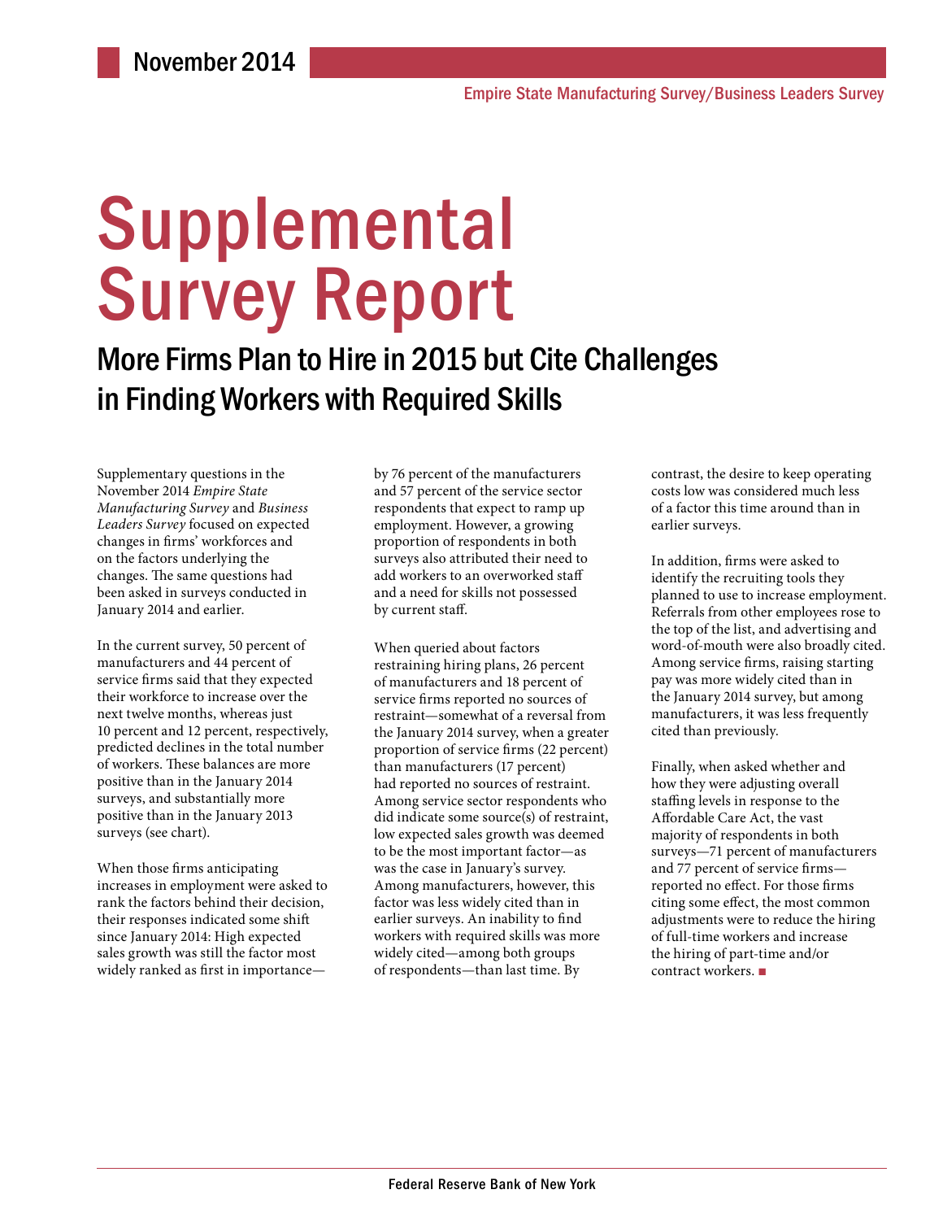November 2014

Empire State Manufacturing Survey/Business Leaders Survey

# Supplemental Survey Report

## More Firms Plan to Hire in 2015 but Cite Challenges in Finding Workers with Required Skills

Supplementary questions in the November 2014 *Empire State Manufacturing Survey* and *Business Leaders Survey* focused on expected changes in firms' workforces and on the factors underlying the changes. The same questions had been asked in surveys conducted in January 2014 and earlier.

In the current survey, 50 percent of manufacturers and 44 percent of service firms said that they expected their workforce to increase over the next twelve months, whereas just 10 percent and 12 percent, respectively, predicted declines in the total number of workers. These balances are more positive than in the January 2014 surveys, and substantially more positive than in the January 2013 surveys (see chart).

When those firms anticipating increases in employment were asked to rank the factors behind their decision, their responses indicated some shift since January 2014: High expected sales growth was still the factor most widely ranked as first in importance—by 76 percent of the manufacturers and 57 percent of the service sector respondents that expect to ramp up employment. However, a growing proportion of respondents in both surveys also attributed their need to add workers to an overworked staff and a need for skills not possessed by current staff.

When queried about factors restraining hiring plans, 26 percent of manufacturers and 18 percent of service firms reported no sources of restraint—somewhat of a reversal from the January 2014 survey, when a greater proportion of service firms (22 percent) than manufacturers (17 percent) had reported no sources of restraint. Among service sector respondents who did indicate some source(s) of restraint, low expected sales growth was deemed to be the most important factor—as was the case in January's survey. Among manufacturers, however, this factor was less widely cited than in earlier surveys. An inability to find workers with required skills was more widely cited—among both groups of respondents—than last time. By contrast, the desire to keep operating costs low was considered much less of a factor this time around than in earlier surveys.

In addition, firms were asked to identify the recruiting tools they planned to use to increase employment. Referrals from other employees rose to the top of the list, and advertising and word-of-mouth were also broadly cited. Among service firms, raising starting pay was more widely cited than in the January 2014 survey, but among manufacturers, it was less frequently cited than previously.

Finally, when asked whether and how they were adjusting overall staffing levels in response to the Affordable Care Act, the vast majority of respondents in both surveys—71 percent of manufacturers and 77 percent of service firms—reported no effect. For those firms citing some effect, the most common adjustments were to reduce the hiring of full-time workers and increase the hiring of part-time and/or contract workers. ■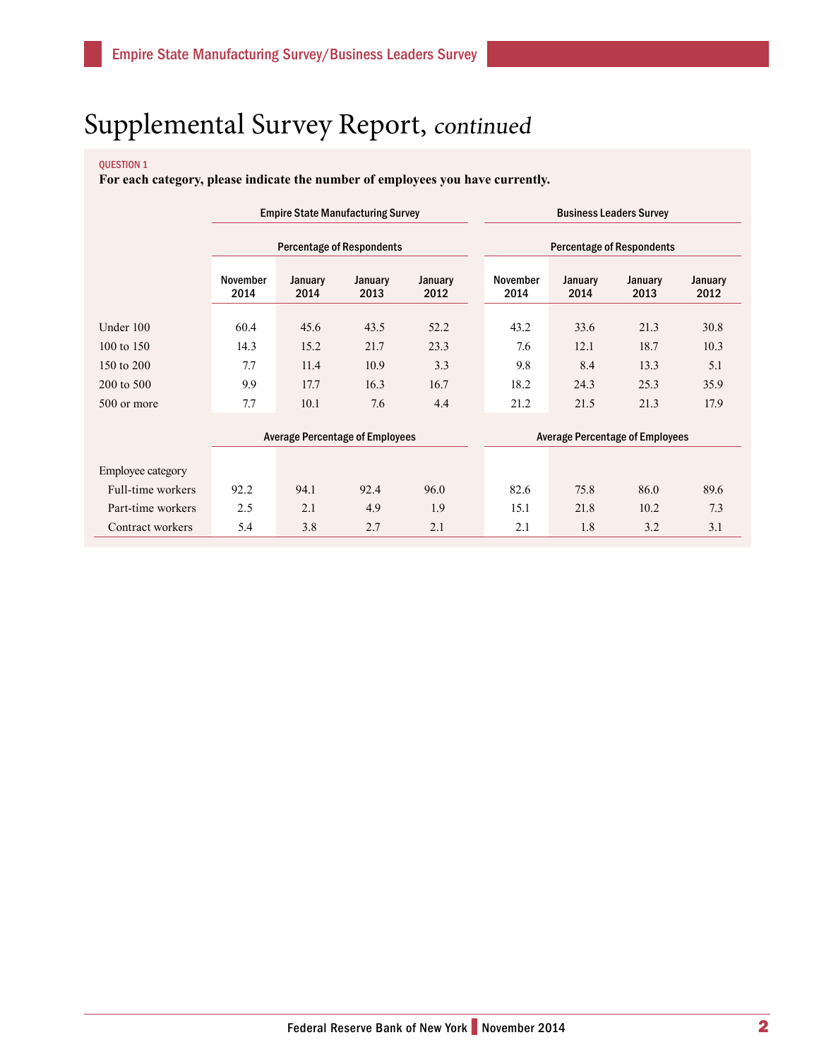# Supplemental Survey Report, *continued*

QUESTION 1

**For each category, please indicate the number of employees you have currently.**

| | Empire State Manufacturing Survey | | | | Business Leaders Survey | | | |
|---|---|---|---|---|---|---|---|---|
| | Percentage of Respondents | | | | Percentage of Respondents | | | |
| | November 2014 | January 2014 | January 2013 | January 2012 | November 2014 | January 2014 | January 2013 | January 2012 |
| Under 100 | 60.4 | 45.6 | 43.5 | 52.2 | 43.2 | 33.6 | 21.3 | 30.8 |
| 100 to 150 | 14.3 | 15.2 | 21.7 | 23.3 | 7.6 | 12.1 | 18.7 | 10.3 |
| 150 to 200 | 7.7 | 11.4 | 10.9 | 3.3 | 9.8 | 8.4 | 13.3 | 5.1 |
| 200 to 500 | 9.9 | 17.7 | 16.3 | 16.7 | 18.2 | 24.3 | 25.3 | 35.9 |
| 500 or more | 7.7 | 10.1 | 7.6 | 4.4 | 21.2 | 21.5 | 21.3 | 17.9 |
| | Average Percentage of Employees | | | | Average Percentage of Employees | | | |
| Employee category | | | | | | | | |
| Full-time workers | 92.2 | 94.1 | 92.4 | 96.0 | 82.6 | 75.8 | 86.0 | 89.6 |
| Part-time workers | 2.5 | 2.1 | 4.9 | 1.9 | 15.1 | 21.8 | 10.2 | 7.3 |
| Contract workers | 5.4 | 3.8 | 2.7 | 2.1 | 2.1 | 1.8 | 3.2 | 3.1 |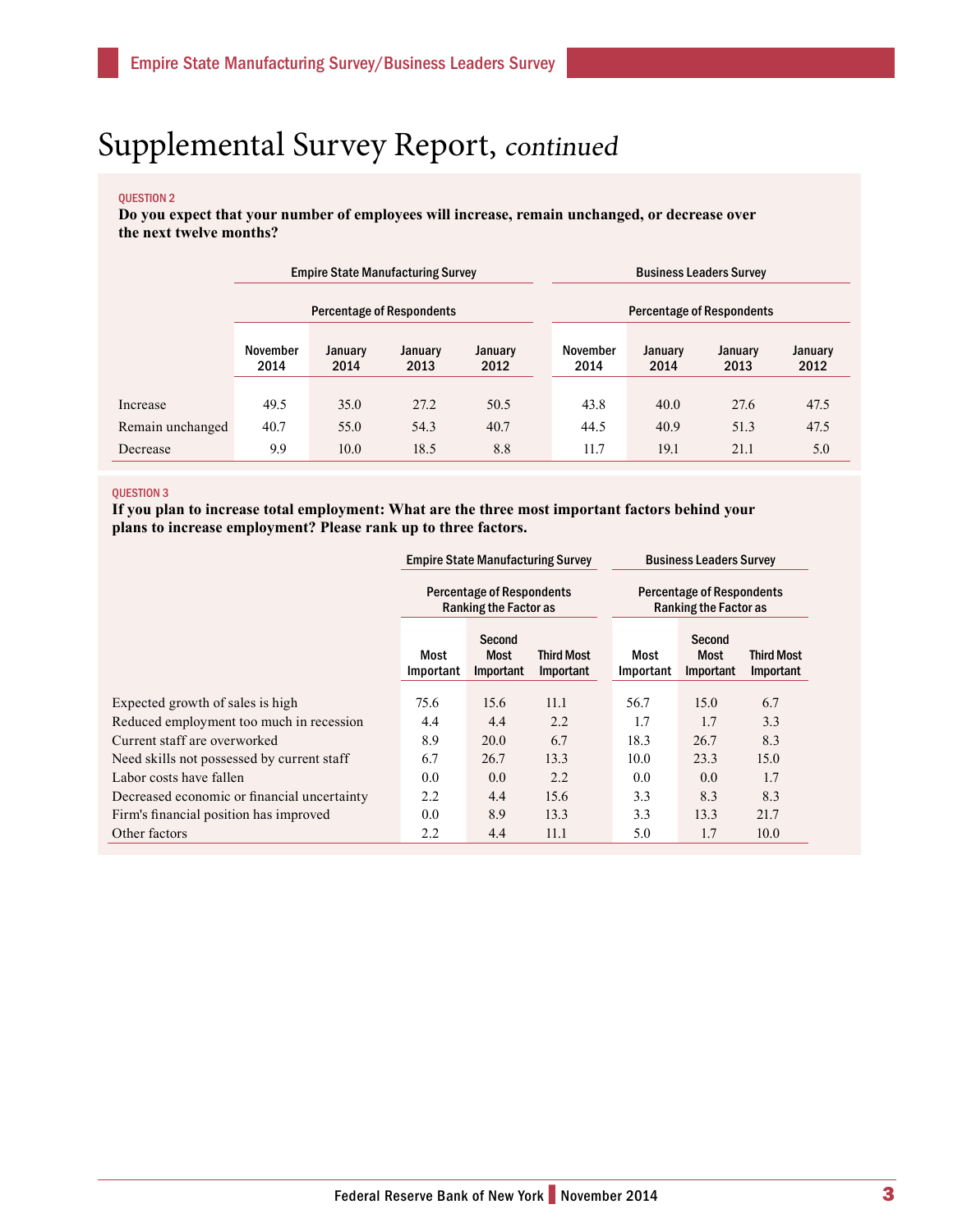# Supplemental Survey Report, *continued*

QUESTION 2

**Do you expect that your number of employees will increase, remain unchanged, or decrease over the next twelve months?**

| | Empire State Manufacturing Survey | | | | Business Leaders Survey | | | |
|---|---|---|---|---|---|---|---|---|
| | Percentage of Respondents | | | | Percentage of Respondents | | | |
| | November 2014 | January 2014 | January 2013 | January 2012 | November 2014 | January 2014 | January 2013 | January 2012 |
| Increase | 49.5 | 35.0 | 27.2 | 50.5 | 43.8 | 40.0 | 27.6 | 47.5 |
| Remain unchanged | 40.7 | 55.0 | 54.3 | 40.7 | 44.5 | 40.9 | 51.3 | 47.5 |
| Decrease | 9.9 | 10.0 | 18.5 | 8.8 | 11.7 | 19.1 | 21.1 | 5.0 |

QUESTION 3

**If you plan to increase total employment: What are the three most important factors behind your plans to increase employment? Please rank up to three factors.**

| | Empire State Manufacturing Survey | | | Business Leaders Survey | | |
|---|---|---|---|---|---|---|
| | Percentage of Respondents Ranking the Factor as | | | Percentage of Respondents Ranking the Factor as | | |
| | Most Important | Second Most Important | Third Most Important | Most Important | Second Most Important | Third Most Important |
| Expected growth of sales is high | 75.6 | 15.6 | 11.1 | 56.7 | 15.0 | 6.7 |
| Reduced employment too much in recession | 4.4 | 4.4 | 2.2 | 1.7 | 1.7 | 3.3 |
| Current staff are overworked | 8.9 | 20.0 | 6.7 | 18.3 | 26.7 | 8.3 |
| Need skills not possessed by current staff | 6.7 | 26.7 | 13.3 | 10.0 | 23.3 | 15.0 |
| Labor costs have fallen | 0.0 | 0.0 | 2.2 | 0.0 | 0.0 | 1.7 |
| Decreased economic or financial uncertainty | 2.2 | 4.4 | 15.6 | 3.3 | 8.3 | 8.3 |
| Firm's financial position has improved | 0.0 | 8.9 | 13.3 | 3.3 | 13.3 | 21.7 |
| Other factors | 2.2 | 4.4 | 11.1 | 5.0 | 1.7 | 10.0 |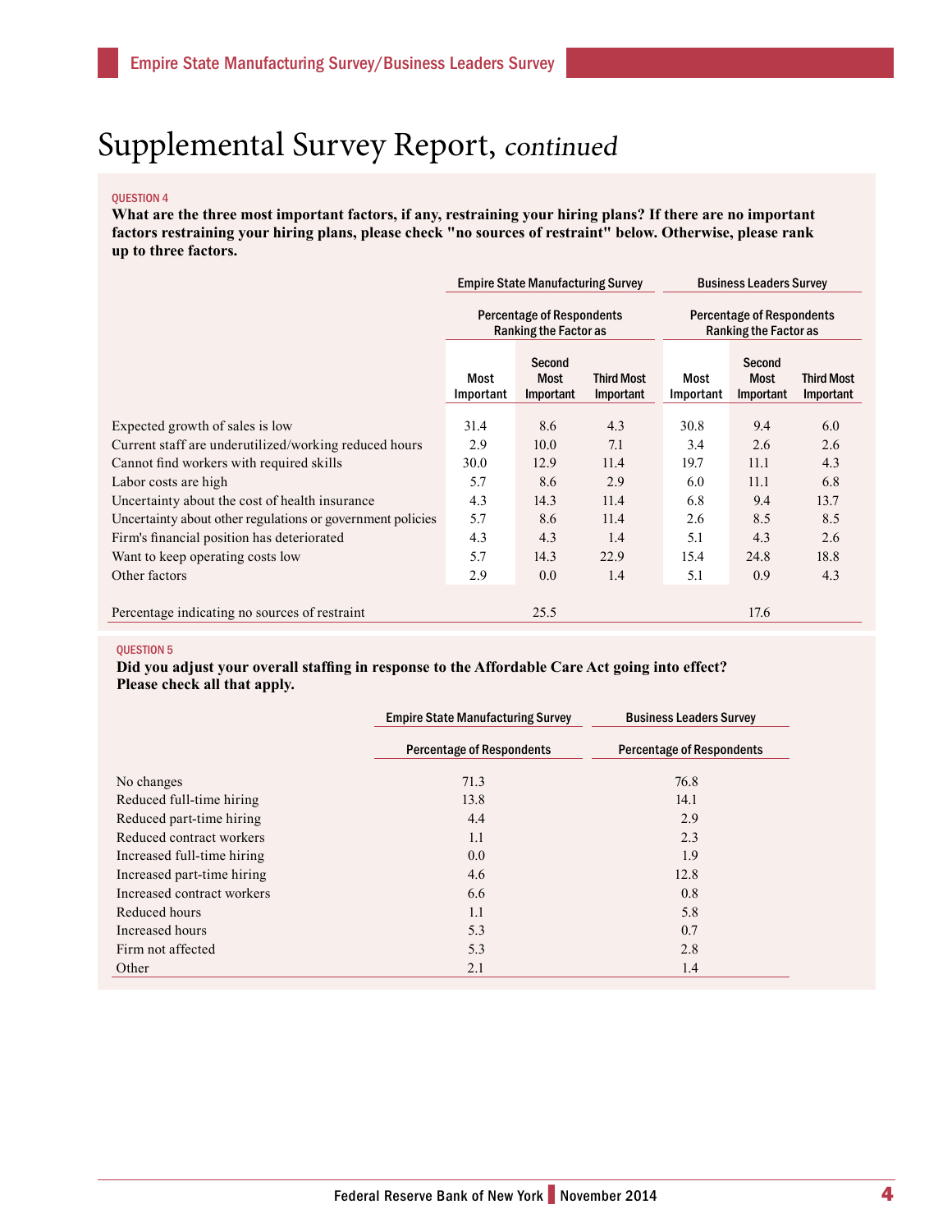# Supplemental Survey Report, *continued*

QUESTION 4

**What are the three most important factors, if any, restraining your hiring plans? If there are no important factors restraining your hiring plans, please check "no sources of restraint" below. Otherwise, please rank up to three factors.**

| | Empire State Manufacturing Survey | | | Business Leaders Survey | | |
|---|---|---|---|---|---|---|
| | Percentage of Respondents Ranking the Factor as | | | Percentage of Respondents Ranking the Factor as | | |
| | Most Important | Second Most Important | Third Most Important | Most Important | Second Most Important | Third Most Important |
| Expected growth of sales is low | 31.4 | 8.6 | 4.3 | 30.8 | 9.4 | 6.0 |
| Current staff are underutilized/working reduced hours | 2.9 | 10.0 | 7.1 | 3.4 | 2.6 | 2.6 |
| Cannot find workers with required skills | 30.0 | 12.9 | 11.4 | 19.7 | 11.1 | 4.3 |
| Labor costs are high | 5.7 | 8.6 | 2.9 | 6.0 | 11.1 | 6.8 |
| Uncertainty about the cost of health insurance | 4.3 | 14.3 | 11.4 | 6.8 | 9.4 | 13.7 |
| Uncertainty about other regulations or government policies | 5.7 | 8.6 | 11.4 | 2.6 | 8.5 | 8.5 |
| Firm's financial position has deteriorated | 4.3 | 4.3 | 1.4 | 5.1 | 4.3 | 2.6 |
| Want to keep operating costs low | 5.7 | 14.3 | 22.9 | 15.4 | 24.8 | 18.8 |
| Other factors | 2.9 | 0.0 | 1.4 | 5.1 | 0.9 | 4.3 |
| Percentage indicating no sources of restraint | | 25.5 | | | 17.6 | |

QUESTION 5

**Did you adjust your overall staffing in response to the Affordable Care Act going into effect? Please check all that apply.**

| | Empire State Manufacturing Survey | Business Leaders Survey |
|---|---|---|
| | Percentage of Respondents | Percentage of Respondents |
| No changes | 71.3 | 76.8 |
| Reduced full-time hiring | 13.8 | 14.1 |
| Reduced part-time hiring | 4.4 | 2.9 |
| Reduced contract workers | 1.1 | 2.3 |
| Increased full-time hiring | 0.0 | 1.9 |
| Increased part-time hiring | 4.6 | 12.8 |
| Increased contract workers | 6.6 | 0.8 |
| Reduced hours | 1.1 | 5.8 |
| Increased hours | 5.3 | 0.7 |
| Firm not affected | 5.3 | 2.8 |
| Other | 2.1 | 1.4 |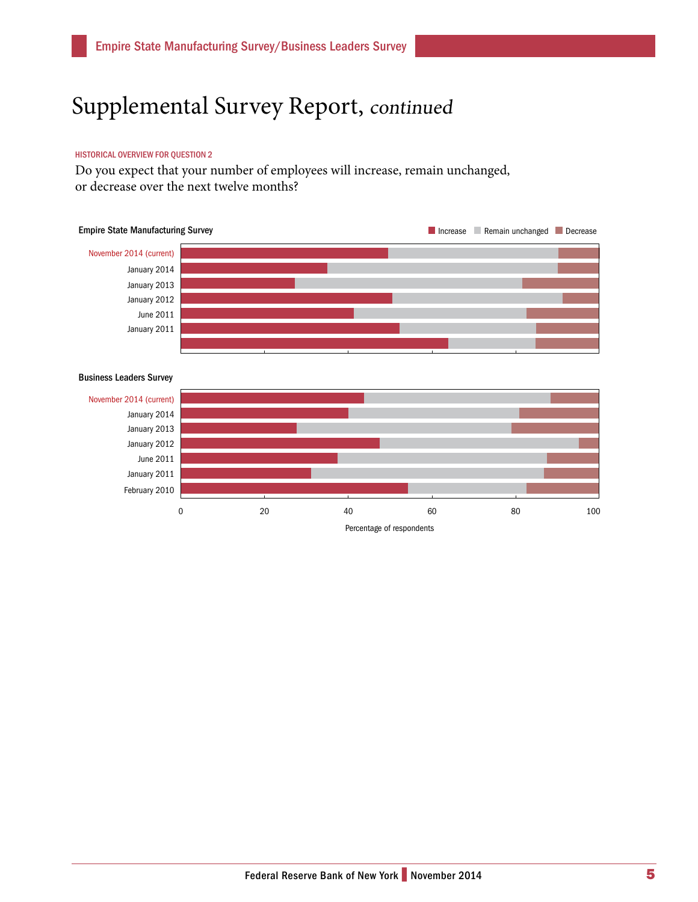# Supplemental Survey Report, *continued*

HISTORICAL OVERVIEW FOR QUESTION 2

Do you expect that your number of employees will increase, remain unchanged, or decrease over the next twelve months?

Empire State Manufacturing Survey

Increase
Remain unchanged
Decrease

November 2014 (current)
January 2014
January 2013
January 2012
June 2011
January 2011

Business Leaders Survey

November 2014 (current)
January 2014
January 2013
January 2012
June 2011
January 2011
February 2010

0
20
40
60
80
100

Percentage of respondents